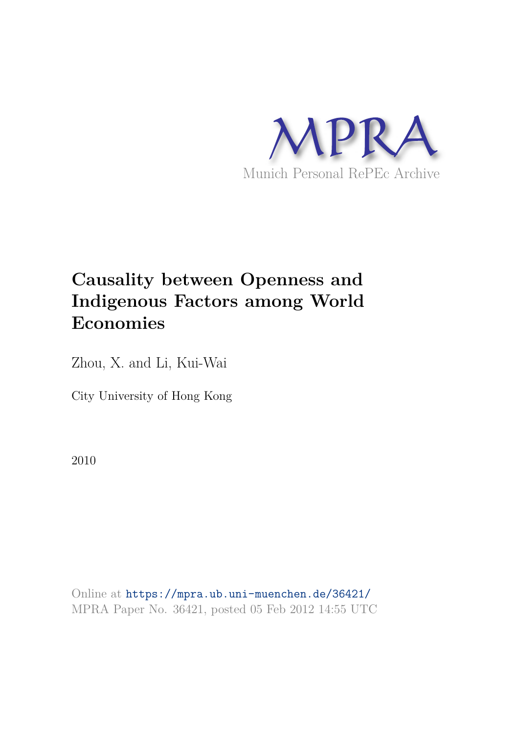MPRA

Munich Personal RePEc Archive

# Causality between Openness and Indigenous Factors among World Economies

Zhou, X. and Li, Kui-Wai

City University of Hong Kong

2010

Online at https://mpra.ub.uni-muenchen.de/36421/
MPRA Paper No. 36421, posted 05 Feb 2012 14:55 UTC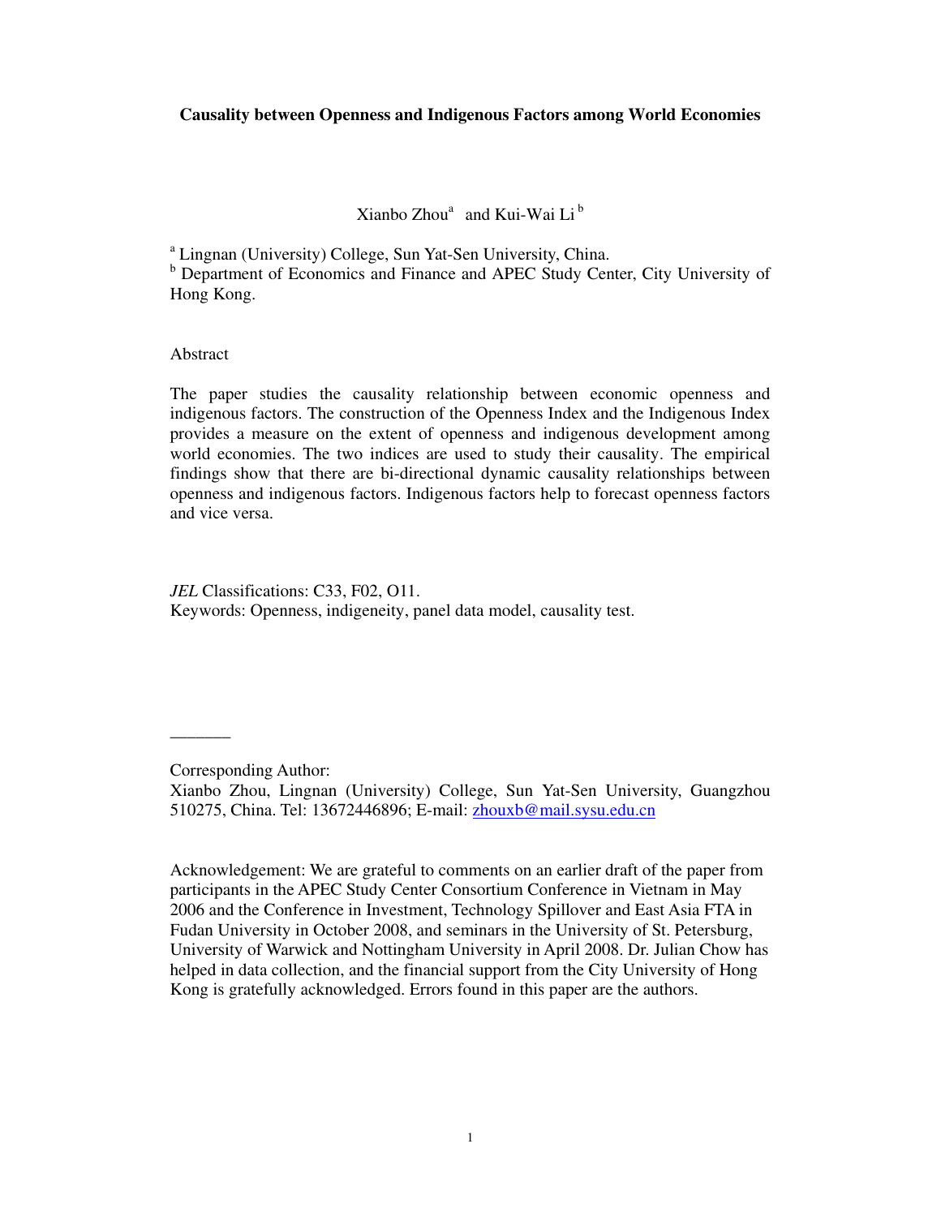**Causality between Openness and Indigenous Factors among World Economies**

Xianbo Zhou[a] and Kui-Wai Li[b]

[a] Lingnan (University) College, Sun Yat-Sen University, China.
[b] Department of Economics and Finance and APEC Study Center, City University of Hong Kong.

Abstract

The paper studies the causality relationship between economic openness and indigenous factors. The construction of the Openness Index and the Indigenous Index provides a measure on the extent of openness and indigenous development among world economies. The two indices are used to study their causality. The empirical findings show that there are bi-directional dynamic causality relationships between openness and indigenous factors. Indigenous factors help to forecast openness factors and vice versa.

*JEL* Classifications: C33, F02, O11.
Keywords: Openness, indigeneity, panel data model, causality test.

---

Corresponding Author:
Xianbo Zhou, Lingnan (University) College, Sun Yat-Sen University, Guangzhou 510275, China. Tel: 13672446896; E-mail: zhouxb@mail.sysu.edu.cn

Acknowledgement: We are grateful to comments on an earlier draft of the paper from participants in the APEC Study Center Consortium Conference in Vietnam in May 2006 and the Conference in Investment, Technology Spillover and East Asia FTA in Fudan University in October 2008, and seminars in the University of St. Petersburg, University of Warwick and Nottingham University in April 2008. Dr. Julian Chow has helped in data collection, and the financial support from the City University of Hong Kong is gratefully acknowledged. Errors found in this paper are the authors.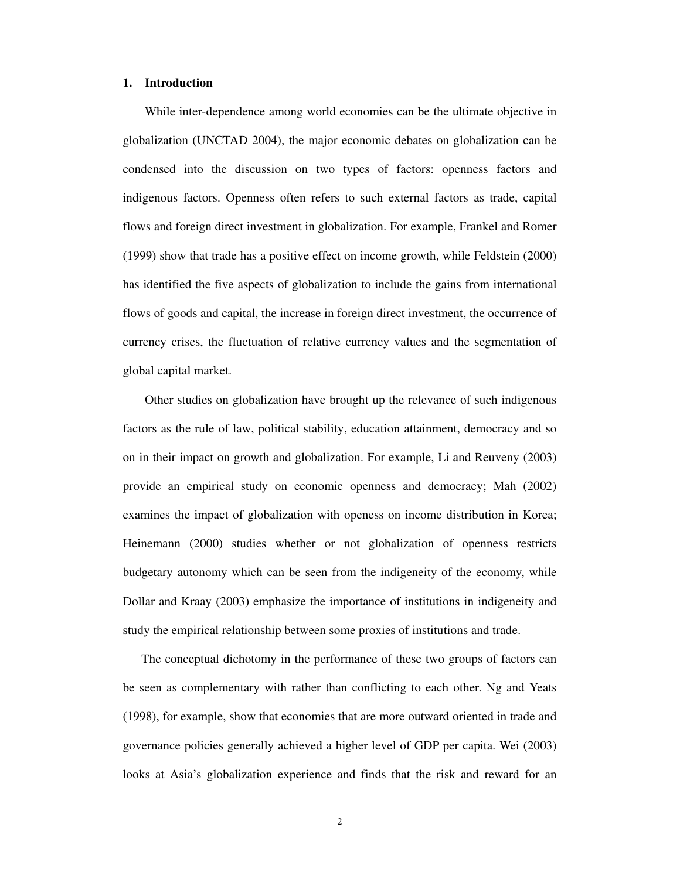## 1. Introduction

While inter-dependence among world economies can be the ultimate objective in globalization (UNCTAD 2004), the major economic debates on globalization can be condensed into the discussion on two types of factors: openness factors and indigenous factors. Openness often refers to such external factors as trade, capital flows and foreign direct investment in globalization. For example, Frankel and Romer (1999) show that trade has a positive effect on income growth, while Feldstein (2000) has identified the five aspects of globalization to include the gains from international flows of goods and capital, the increase in foreign direct investment, the occurrence of currency crises, the fluctuation of relative currency values and the segmentation of global capital market.

Other studies on globalization have brought up the relevance of such indigenous factors as the rule of law, political stability, education attainment, democracy and so on in their impact on growth and globalization. For example, Li and Reuveny (2003) provide an empirical study on economic openness and democracy; Mah (2002) examines the impact of globalization with openess on income distribution in Korea; Heinemann (2000) studies whether or not globalization of openness restricts budgetary autonomy which can be seen from the indigeneity of the economy, while Dollar and Kraay (2003) emphasize the importance of institutions in indigeneity and study the empirical relationship between some proxies of institutions and trade.

The conceptual dichotomy in the performance of these two groups of factors can be seen as complementary with rather than conflicting to each other. Ng and Yeats (1998), for example, show that economies that are more outward oriented in trade and governance policies generally achieved a higher level of GDP per capita. Wei (2003) looks at Asia's globalization experience and finds that the risk and reward for an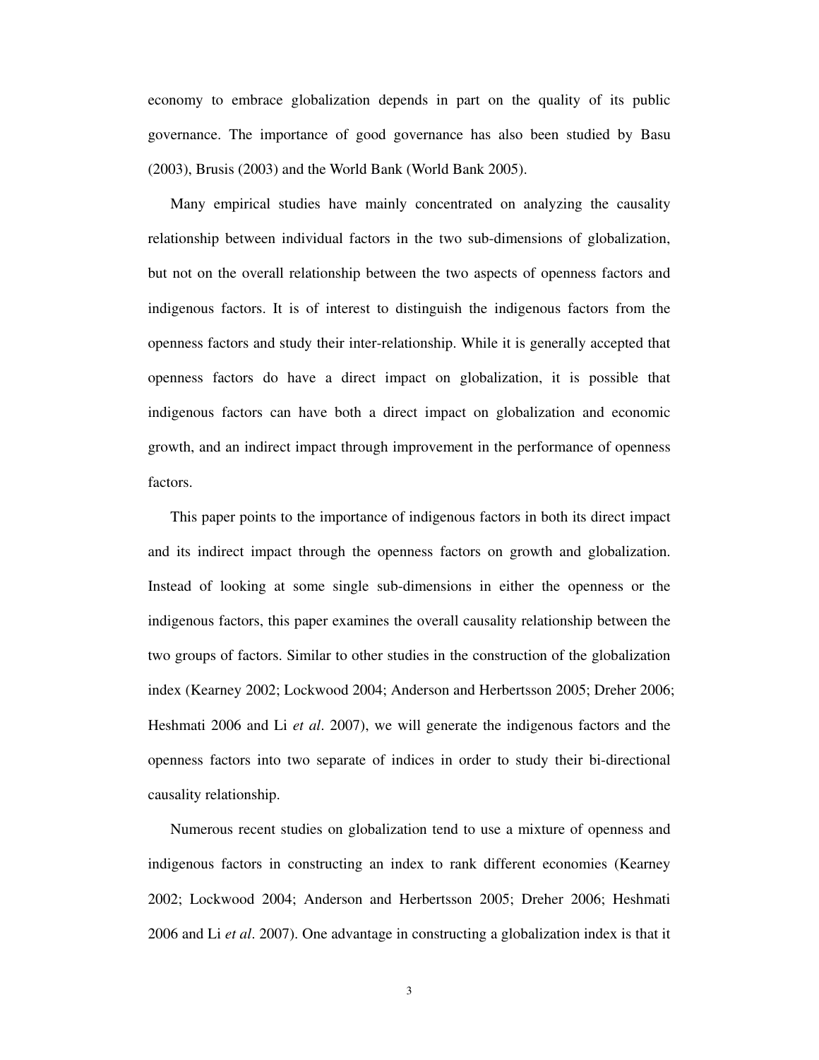economy to embrace globalization depends in part on the quality of its public governance. The importance of good governance has also been studied by Basu (2003), Brusis (2003) and the World Bank (World Bank 2005).

Many empirical studies have mainly concentrated on analyzing the causality relationship between individual factors in the two sub-dimensions of globalization, but not on the overall relationship between the two aspects of openness factors and indigenous factors. It is of interest to distinguish the indigenous factors from the openness factors and study their inter-relationship. While it is generally accepted that openness factors do have a direct impact on globalization, it is possible that indigenous factors can have both a direct impact on globalization and economic growth, and an indirect impact through improvement in the performance of openness factors.

This paper points to the importance of indigenous factors in both its direct impact and its indirect impact through the openness factors on growth and globalization. Instead of looking at some single sub-dimensions in either the openness or the indigenous factors, this paper examines the overall causality relationship between the two groups of factors. Similar to other studies in the construction of the globalization index (Kearney 2002; Lockwood 2004; Anderson and Herbertsson 2005; Dreher 2006; Heshmati 2006 and Li *et al*. 2007), we will generate the indigenous factors and the openness factors into two separate of indices in order to study their bi-directional causality relationship.

Numerous recent studies on globalization tend to use a mixture of openness and indigenous factors in constructing an index to rank different economies (Kearney 2002; Lockwood 2004; Anderson and Herbertsson 2005; Dreher 2006; Heshmati 2006 and Li *et al*. 2007). One advantage in constructing a globalization index is that it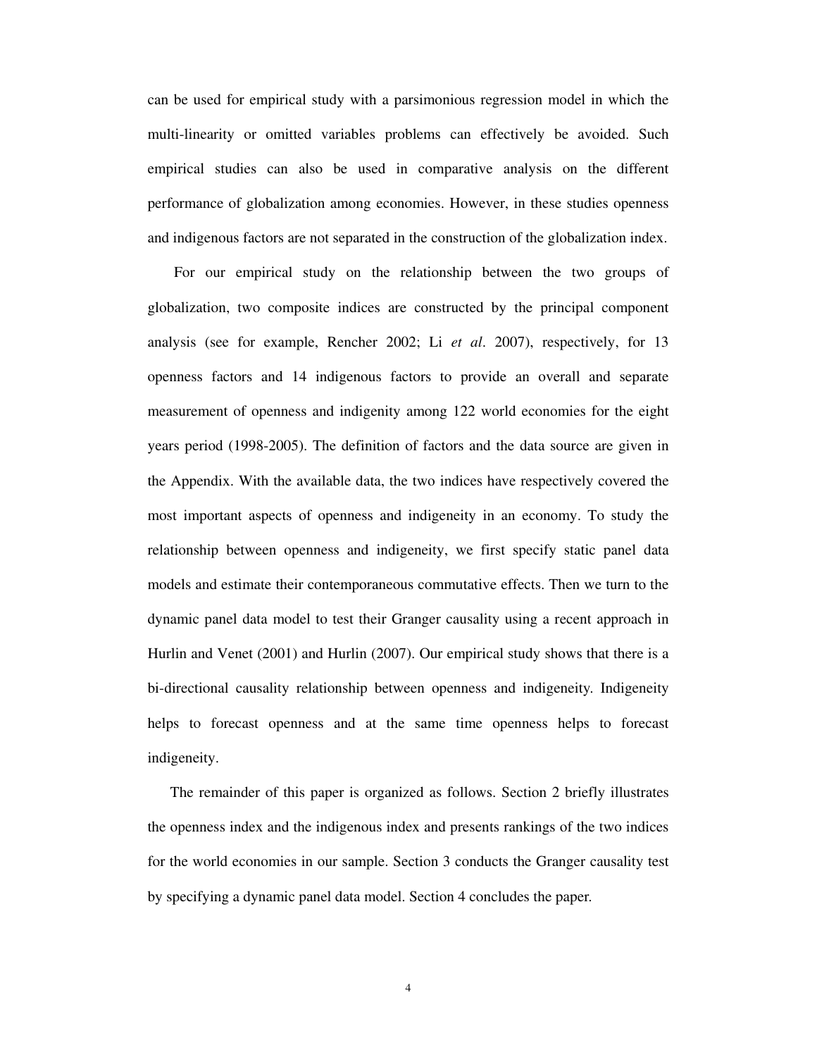can be used for empirical study with a parsimonious regression model in which the multi-linearity or omitted variables problems can effectively be avoided. Such empirical studies can also be used in comparative analysis on the different performance of globalization among economies. However, in these studies openness and indigenous factors are not separated in the construction of the globalization index.

For our empirical study on the relationship between the two groups of globalization, two composite indices are constructed by the principal component analysis (see for example, Rencher 2002; Li *et al*. 2007), respectively, for 13 openness factors and 14 indigenous factors to provide an overall and separate measurement of openness and indigenity among 122 world economies for the eight years period (1998-2005). The definition of factors and the data source are given in the Appendix. With the available data, the two indices have respectively covered the most important aspects of openness and indigeneity in an economy. To study the relationship between openness and indigeneity, we first specify static panel data models and estimate their contemporaneous commutative effects. Then we turn to the dynamic panel data model to test their Granger causality using a recent approach in Hurlin and Venet (2001) and Hurlin (2007). Our empirical study shows that there is a bi-directional causality relationship between openness and indigeneity. Indigeneity helps to forecast openness and at the same time openness helps to forecast indigeneity.

The remainder of this paper is organized as follows. Section 2 briefly illustrates the openness index and the indigenous index and presents rankings of the two indices for the world economies in our sample. Section 3 conducts the Granger causality test by specifying a dynamic panel data model. Section 4 concludes the paper.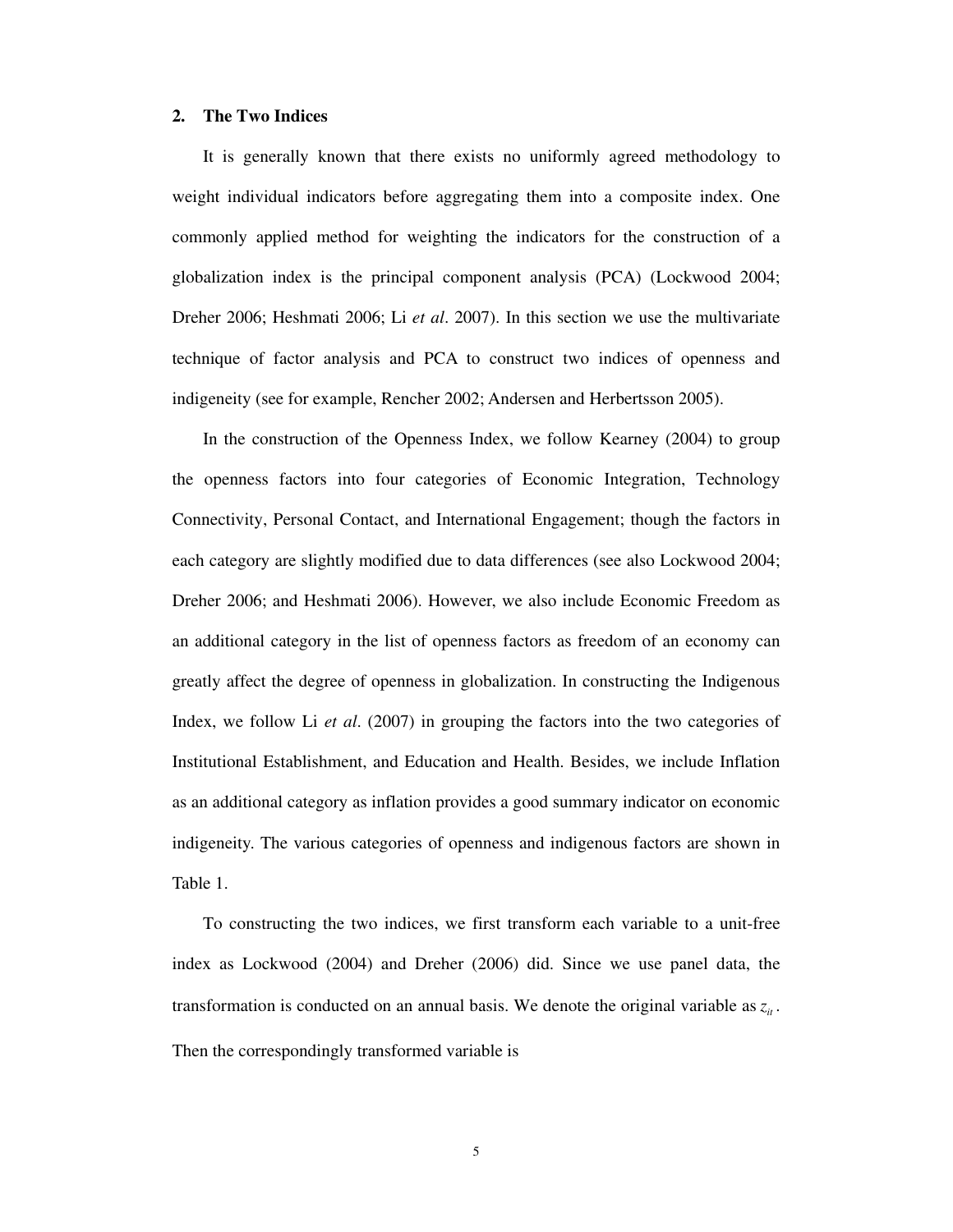## 2. The Two Indices

It is generally known that there exists no uniformly agreed methodology to weight individual indicators before aggregating them into a composite index. One commonly applied method for weighting the indicators for the construction of a globalization index is the principal component analysis (PCA) (Lockwood 2004; Dreher 2006; Heshmati 2006; Li *et al*. 2007). In this section we use the multivariate technique of factor analysis and PCA to construct two indices of openness and indigeneity (see for example, Rencher 2002; Andersen and Herbertsson 2005).

In the construction of the Openness Index, we follow Kearney (2004) to group the openness factors into four categories of Economic Integration, Technology Connectivity, Personal Contact, and International Engagement; though the factors in each category are slightly modified due to data differences (see also Lockwood 2004; Dreher 2006; and Heshmati 2006). However, we also include Economic Freedom as an additional category in the list of openness factors as freedom of an economy can greatly affect the degree of openness in globalization. In constructing the Indigenous Index, we follow Li *et al*. (2007) in grouping the factors into the two categories of Institutional Establishment, and Education and Health. Besides, we include Inflation as an additional category as inflation provides a good summary indicator on economic indigeneity. The various categories of openness and indigenous factors are shown in Table 1.

To constructing the two indices, we first transform each variable to a unit-free index as Lockwood (2004) and Dreher (2006) did. Since we use panel data, the transformation is conducted on an annual basis. We denote the original variable as $z_{it}$. Then the correspondingly transformed variable is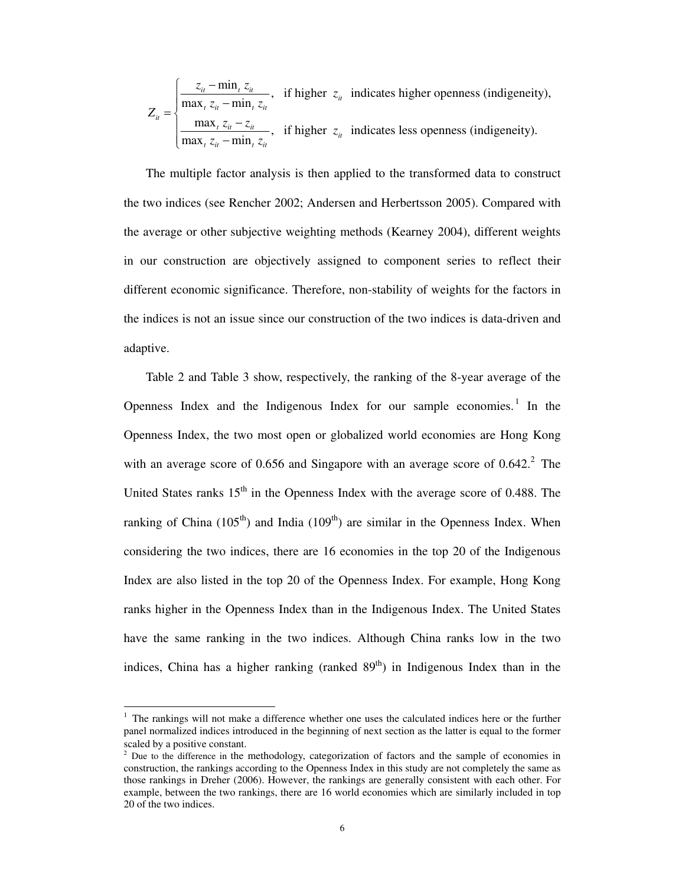$$
Z_{it} = \begin{cases} \dfrac{z_{it} - \min_t z_{it}}{\max_t z_{it} - \min_t z_{it}}, & \text{if higher } z_{it} \text{ indicates higher openness (indigeneity),} \\ \dfrac{\max_t z_{it} - z_{it}}{\max_t z_{it} - \min_t z_{it}}, & \text{if higher } z_{it} \text{ indicates less openness (indigeneity).} \end{cases}
$$

The multiple factor analysis is then applied to the transformed data to construct the two indices (see Rencher 2002; Andersen and Herbertsson 2005). Compared with the average or other subjective weighting methods (Kearney 2004), different weights in our construction are objectively assigned to component series to reflect their different economic significance. Therefore, non-stability of weights for the factors in the indices is not an issue since our construction of the two indices is data-driven and adaptive.

Table 2 and Table 3 show, respectively, the ranking of the 8-year average of the Openness Index and the Indigenous Index for our sample economies.[1] In the Openness Index, the two most open or globalized world economies are Hong Kong with an average score of 0.656 and Singapore with an average score of 0.642.[2] The United States ranks 15th in the Openness Index with the average score of 0.488. The ranking of China (105th) and India (109th) are similar in the Openness Index. When considering the two indices, there are 16 economies in the top 20 of the Indigenous Index are also listed in the top 20 of the Openness Index. For example, Hong Kong ranks higher in the Openness Index than in the Indigenous Index. The United States have the same ranking in the two indices. Although China ranks low in the two indices, China has a higher ranking (ranked 89th) in Indigenous Index than in the

---

[1] The rankings will not make a difference whether one uses the calculated indices here or the further panel normalized indices introduced in the beginning of next section as the latter is equal to the former scaled by a positive constant.

[2] Due to the difference in the methodology, categorization of factors and the sample of economies in construction, the rankings according to the Openness Index in this study are not completely the same as those rankings in Dreher (2006). However, the rankings are generally consistent with each other. For example, between the two rankings, there are 16 world economies which are similarly included in top 20 of the two indices.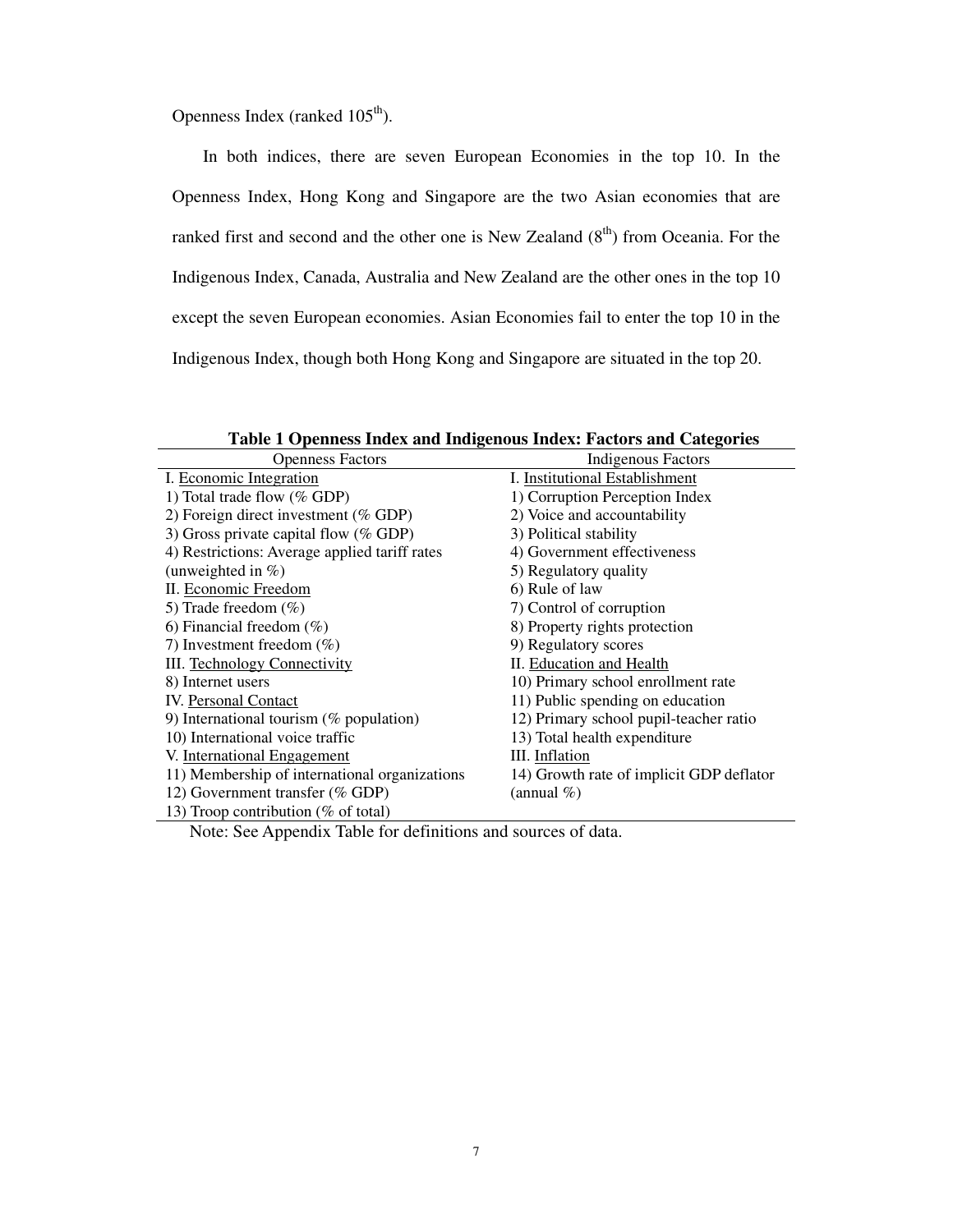Openness Index (ranked 105th).

In both indices, there are seven European Economies in the top 10. In the Openness Index, Hong Kong and Singapore are the two Asian economies that are ranked first and second and the other one is New Zealand (8th) from Oceania. For the Indigenous Index, Canada, Australia and New Zealand are the other ones in the top 10 except the seven European economies. Asian Economies fail to enter the top 10 in the Indigenous Index, though both Hong Kong and Singapore are situated in the top 20.

**Table 1 Openness Index and Indigenous Index: Factors and Categories**

| Openness Factors | Indigenous Factors |
|---|---|
| I. Economic Integration | I. Institutional Establishment |
| 1) Total trade flow (% GDP) | 1) Corruption Perception Index |
| 2) Foreign direct investment (% GDP) | 2) Voice and accountability |
| 3) Gross private capital flow (% GDP) | 3) Political stability |
| 4) Restrictions: Average applied tariff rates (unweighted in %) | 4) Government effectiveness |
| | 5) Regulatory quality |
| II. Economic Freedom | 6) Rule of law |
| 5) Trade freedom (%) | 7) Control of corruption |
| 6) Financial freedom (%) | 8) Property rights protection |
| 7) Investment freedom (%) | 9) Regulatory scores |
| III. Technology Connectivity | II. Education and Health |
| 8) Internet users | 10) Primary school enrollment rate |
| IV. Personal Contact | 11) Public spending on education |
| 9) International tourism (% population) | 12) Primary school pupil-teacher ratio |
| 10) International voice traffic | 13) Total health expenditure |
| V. International Engagement | III. Inflation |
| 11) Membership of international organizations | 14) Growth rate of implicit GDP deflator (annual %) |
| 12) Government transfer (% GDP) | |
| 13) Troop contribution (% of total) | |

Note: See Appendix Table for definitions and sources of data.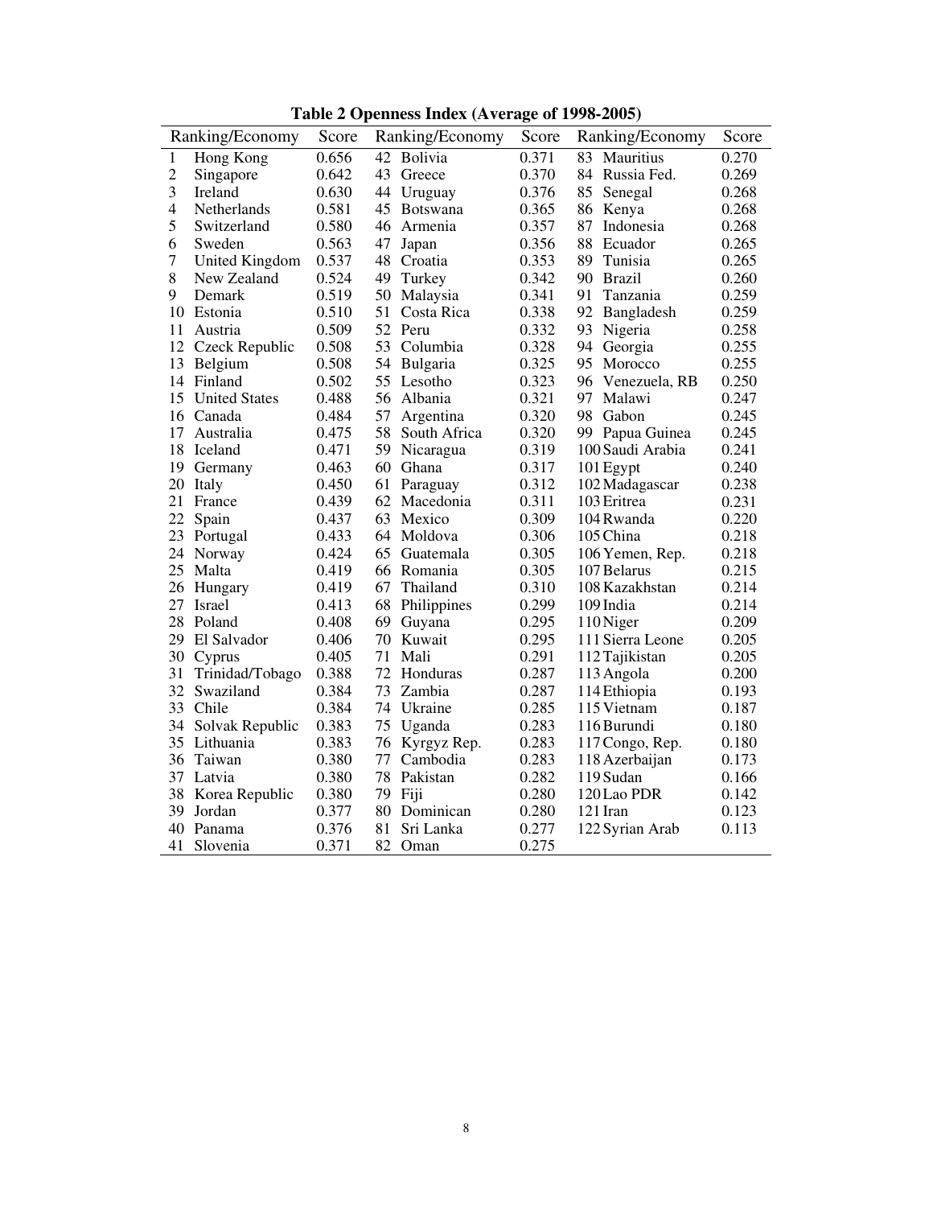**Table 2 Openness Index (Average of 1998-2005)**

| Ranking/Economy | | Score | Ranking/Economy | | Score | Ranking/Economy | | Score |
|---|---|---|---|---|---|---|---|---|
| 1 | Hong Kong | 0.656 | 42 | Bolivia | 0.371 | 83 | Mauritius | 0.270 |
| 2 | Singapore | 0.642 | 43 | Greece | 0.370 | 84 | Russia Fed. | 0.269 |
| 3 | Ireland | 0.630 | 44 | Uruguay | 0.376 | 85 | Senegal | 0.268 |
| 4 | Netherlands | 0.581 | 45 | Botswana | 0.365 | 86 | Kenya | 0.268 |
| 5 | Switzerland | 0.580 | 46 | Armenia | 0.357 | 87 | Indonesia | 0.268 |
| 6 | Sweden | 0.563 | 47 | Japan | 0.356 | 88 | Ecuador | 0.265 |
| 7 | United Kingdom | 0.537 | 48 | Croatia | 0.353 | 89 | Tunisia | 0.265 |
| 8 | New Zealand | 0.524 | 49 | Turkey | 0.342 | 90 | Brazil | 0.260 |
| 9 | Demark | 0.519 | 50 | Malaysia | 0.341 | 91 | Tanzania | 0.259 |
| 10 | Estonia | 0.510 | 51 | Costa Rica | 0.338 | 92 | Bangladesh | 0.259 |
| 11 | Austria | 0.509 | 52 | Peru | 0.332 | 93 | Nigeria | 0.258 |
| 12 | Czeck Republic | 0.508 | 53 | Columbia | 0.328 | 94 | Georgia | 0.255 |
| 13 | Belgium | 0.508 | 54 | Bulgaria | 0.325 | 95 | Morocco | 0.255 |
| 14 | Finland | 0.502 | 55 | Lesotho | 0.323 | 96 | Venezuela, RB | 0.250 |
| 15 | United States | 0.488 | 56 | Albania | 0.321 | 97 | Malawi | 0.247 |
| 16 | Canada | 0.484 | 57 | Argentina | 0.320 | 98 | Gabon | 0.245 |
| 17 | Australia | 0.475 | 58 | South Africa | 0.320 | 99 | Papua Guinea | 0.245 |
| 18 | Iceland | 0.471 | 59 | Nicaragua | 0.319 | 100 | Saudi Arabia | 0.241 |
| 19 | Germany | 0.463 | 60 | Ghana | 0.317 | 101 | Egypt | 0.240 |
| 20 | Italy | 0.450 | 61 | Paraguay | 0.312 | 102 | Madagascar | 0.238 |
| 21 | France | 0.439 | 62 | Macedonia | 0.311 | 103 | Eritrea | 0.231 |
| 22 | Spain | 0.437 | 63 | Mexico | 0.309 | 104 | Rwanda | 0.220 |
| 23 | Portugal | 0.433 | 64 | Moldova | 0.306 | 105 | China | 0.218 |
| 24 | Norway | 0.424 | 65 | Guatemala | 0.305 | 106 | Yemen, Rep. | 0.218 |
| 25 | Malta | 0.419 | 66 | Romania | 0.305 | 107 | Belarus | 0.215 |
| 26 | Hungary | 0.419 | 67 | Thailand | 0.310 | 108 | Kazakhstan | 0.214 |
| 27 | Israel | 0.413 | 68 | Philippines | 0.299 | 109 | India | 0.214 |
| 28 | Poland | 0.408 | 69 | Guyana | 0.295 | 110 | Niger | 0.209 |
| 29 | El Salvador | 0.406 | 70 | Kuwait | 0.295 | 111 | Sierra Leone | 0.205 |
| 30 | Cyprus | 0.405 | 71 | Mali | 0.291 | 112 | Tajikistan | 0.205 |
| 31 | Trinidad/Tobago | 0.388 | 72 | Honduras | 0.287 | 113 | Angola | 0.200 |
| 32 | Swaziland | 0.384 | 73 | Zambia | 0.287 | 114 | Ethiopia | 0.193 |
| 33 | Chile | 0.384 | 74 | Ukraine | 0.285 | 115 | Vietnam | 0.187 |
| 34 | Solvak Republic | 0.383 | 75 | Uganda | 0.283 | 116 | Burundi | 0.180 |
| 35 | Lithuania | 0.383 | 76 | Kyrgyz Rep. | 0.283 | 117 | Congo, Rep. | 0.180 |
| 36 | Taiwan | 0.380 | 77 | Cambodia | 0.283 | 118 | Azerbaijan | 0.173 |
| 37 | Latvia | 0.380 | 78 | Pakistan | 0.282 | 119 | Sudan | 0.166 |
| 38 | Korea Republic | 0.380 | 79 | Fiji | 0.280 | 120 | Lao PDR | 0.142 |
| 39 | Jordan | 0.377 | 80 | Dominican | 0.280 | 121 | Iran | 0.123 |
| 40 | Panama | 0.376 | 81 | Sri Lanka | 0.277 | 122 | Syrian Arab | 0.113 |
| 41 | Slovenia | 0.371 | 82 | Oman | 0.275 | | | |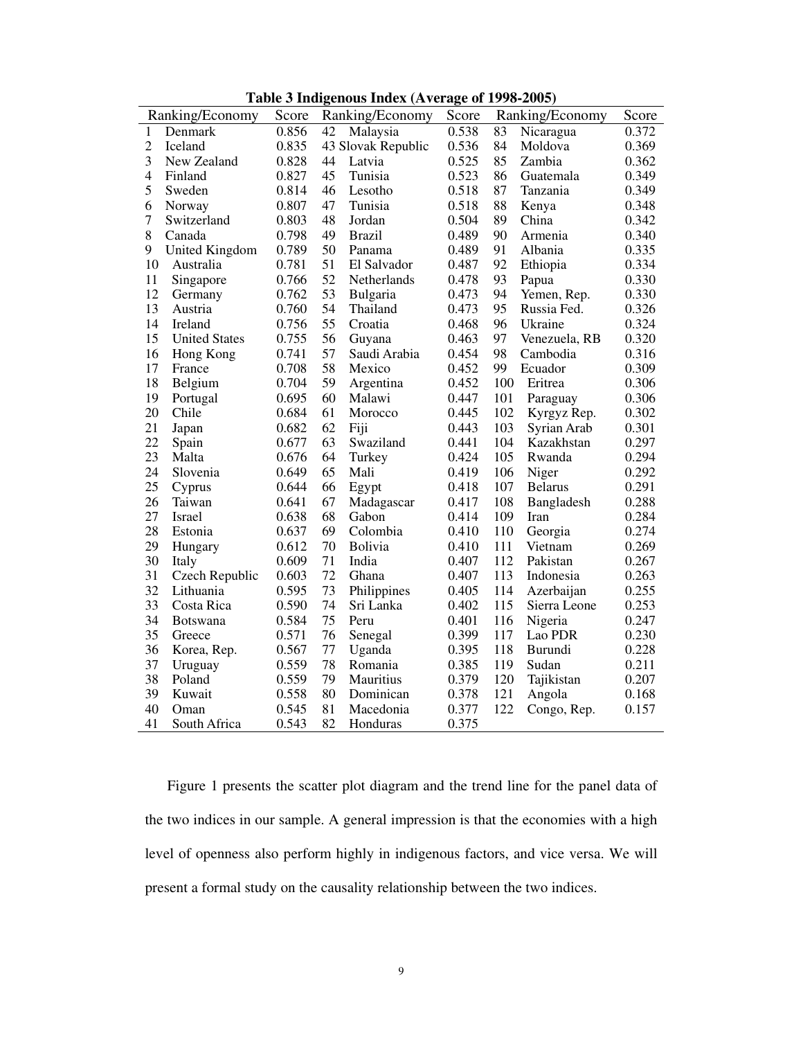**Table 3 Indigenous Index (Average of 1998-2005)**

| Ranking/Economy | | Score | Ranking/Economy | | Score | Ranking/Economy | | Score |
|---|---|---|---|---|---|---|---|---|
| 1 | Denmark | 0.856 | 42 | Malaysia | 0.538 | 83 | Nicaragua | 0.372 |
| 2 | Iceland | 0.835 | 43 | Slovak Republic | 0.536 | 84 | Moldova | 0.369 |
| 3 | New Zealand | 0.828 | 44 | Latvia | 0.525 | 85 | Zambia | 0.362 |
| 4 | Finland | 0.827 | 45 | Tunisia | 0.523 | 86 | Guatemala | 0.349 |
| 5 | Sweden | 0.814 | 46 | Lesotho | 0.518 | 87 | Tanzania | 0.349 |
| 6 | Norway | 0.807 | 47 | Tunisia | 0.518 | 88 | Kenya | 0.348 |
| 7 | Switzerland | 0.803 | 48 | Jordan | 0.504 | 89 | China | 0.342 |
| 8 | Canada | 0.798 | 49 | Brazil | 0.489 | 90 | Armenia | 0.340 |
| 9 | United Kingdom | 0.789 | 50 | Panama | 0.489 | 91 | Albania | 0.335 |
| 10 | Australia | 0.781 | 51 | El Salvador | 0.487 | 92 | Ethiopia | 0.334 |
| 11 | Singapore | 0.766 | 52 | Netherlands | 0.478 | 93 | Papua | 0.330 |
| 12 | Germany | 0.762 | 53 | Bulgaria | 0.473 | 94 | Yemen, Rep. | 0.330 |
| 13 | Austria | 0.760 | 54 | Thailand | 0.473 | 95 | Russia Fed. | 0.326 |
| 14 | Ireland | 0.756 | 55 | Croatia | 0.468 | 96 | Ukraine | 0.324 |
| 15 | United States | 0.755 | 56 | Guyana | 0.463 | 97 | Venezuela, RB | 0.320 |
| 16 | Hong Kong | 0.741 | 57 | Saudi Arabia | 0.454 | 98 | Cambodia | 0.316 |
| 17 | France | 0.708 | 58 | Mexico | 0.452 | 99 | Ecuador | 0.309 |
| 18 | Belgium | 0.704 | 59 | Argentina | 0.452 | 100 | Eritrea | 0.306 |
| 19 | Portugal | 0.695 | 60 | Malawi | 0.447 | 101 | Paraguay | 0.306 |
| 20 | Chile | 0.684 | 61 | Morocco | 0.445 | 102 | Kyrgyz Rep. | 0.302 |
| 21 | Japan | 0.682 | 62 | Fiji | 0.443 | 103 | Syrian Arab | 0.301 |
| 22 | Spain | 0.677 | 63 | Swaziland | 0.441 | 104 | Kazakhstan | 0.297 |
| 23 | Malta | 0.676 | 64 | Turkey | 0.424 | 105 | Rwanda | 0.294 |
| 24 | Slovenia | 0.649 | 65 | Mali | 0.419 | 106 | Niger | 0.292 |
| 25 | Cyprus | 0.644 | 66 | Egypt | 0.418 | 107 | Belarus | 0.291 |
| 26 | Taiwan | 0.641 | 67 | Madagascar | 0.417 | 108 | Bangladesh | 0.288 |
| 27 | Israel | 0.638 | 68 | Gabon | 0.414 | 109 | Iran | 0.284 |
| 28 | Estonia | 0.637 | 69 | Colombia | 0.410 | 110 | Georgia | 0.274 |
| 29 | Hungary | 0.612 | 70 | Bolivia | 0.410 | 111 | Vietnam | 0.269 |
| 30 | Italy | 0.609 | 71 | India | 0.407 | 112 | Pakistan | 0.267 |
| 31 | Czech Republic | 0.603 | 72 | Ghana | 0.407 | 113 | Indonesia | 0.263 |
| 32 | Lithuania | 0.595 | 73 | Philippines | 0.405 | 114 | Azerbaijan | 0.255 |
| 33 | Costa Rica | 0.590 | 74 | Sri Lanka | 0.402 | 115 | Sierra Leone | 0.253 |
| 34 | Botswana | 0.584 | 75 | Peru | 0.401 | 116 | Nigeria | 0.247 |
| 35 | Greece | 0.571 | 76 | Senegal | 0.399 | 117 | Lao PDR | 0.230 |
| 36 | Korea, Rep. | 0.567 | 77 | Uganda | 0.395 | 118 | Burundi | 0.228 |
| 37 | Uruguay | 0.559 | 78 | Romania | 0.385 | 119 | Sudan | 0.211 |
| 38 | Poland | 0.559 | 79 | Mauritius | 0.379 | 120 | Tajikistan | 0.207 |
| 39 | Kuwait | 0.558 | 80 | Dominican | 0.378 | 121 | Angola | 0.168 |
| 40 | Oman | 0.545 | 81 | Macedonia | 0.377 | 122 | Congo, Rep. | 0.157 |
| 41 | South Africa | 0.543 | 82 | Honduras | 0.375 | | | |

Figure 1 presents the scatter plot diagram and the trend line for the panel data of the two indices in our sample. A general impression is that the economies with a high level of openness also perform highly in indigenous factors, and vice versa. We will present a formal study on the causality relationship between the two indices.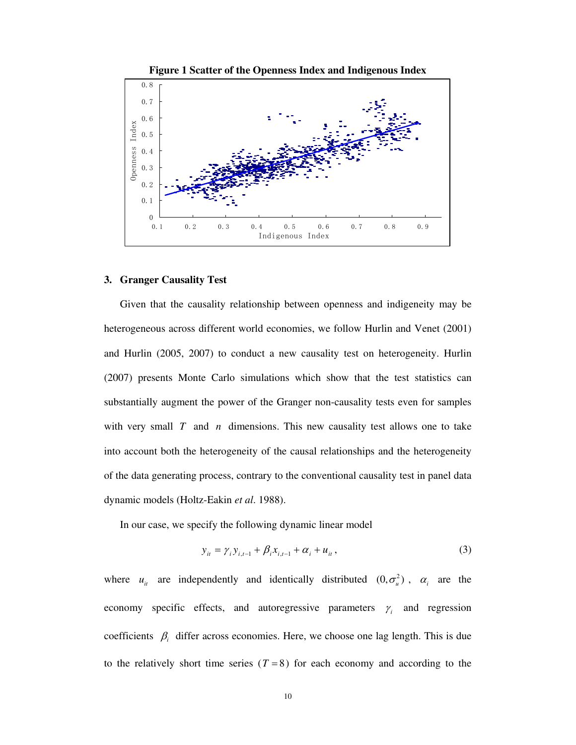**Figure 1 Scatter of the Openness Index and Indigenous Index**

## 3. Granger Causality Test

Given that the causality relationship between openness and indigeneity may be heterogeneous across different world economies, we follow Hurlin and Venet (2001) and Hurlin (2005, 2007) to conduct a new causality test on heterogeneity. Hurlin (2007) presents Monte Carlo simulations which show that the test statistics can substantially augment the power of the Granger non-causality tests even for samples with very small $T$ and $n$ dimensions. This new causality test allows one to take into account both the heterogeneity of the causal relationships and the heterogeneity of the data generating process, contrary to the conventional causality test in panel data dynamic models (Holtz-Eakin *et al*. 1988).

In our case, we specify the following dynamic linear model

$$y_{it} = \gamma_i y_{i,t-1} + \beta_i x_{i,t-1} + \alpha_i + u_{it}, \tag{3}$$

where $u_{it}$ are independently and identically distributed $(0, \sigma_u^2)$, $\alpha_i$ are the economy specific effects, and autoregressive parameters $\gamma_i$ and regression coefficients $\beta_i$ differ across economies. Here, we choose one lag length. This is due to the relatively short time series ($T = 8$) for each economy and according to the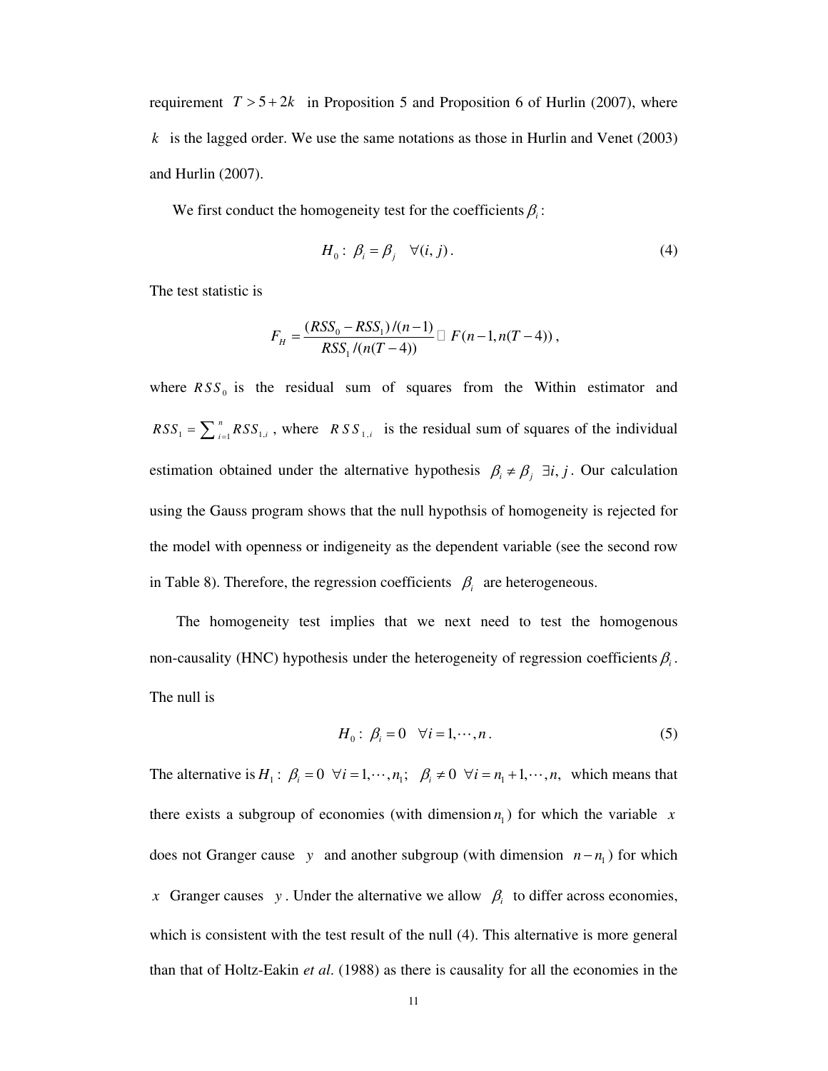requirement $T > 5 + 2k$ in Proposition 5 and Proposition 6 of Hurlin (2007), where $k$ is the lagged order. We use the same notations as those in Hurlin and Venet (2003) and Hurlin (2007).

We first conduct the homogeneity test for the coefficients $\beta_i$:

$$H_0: \ \beta_i = \beta_j \quad \forall (i, j). \tag{4}$$

The test statistic is

$$F_H = \frac{(RSS_0 - RSS_1)/(n-1)}{RSS_1/(n(T-4))} \sim F(n-1, n(T-4)),$$

where $RSS_0$ is the residual sum of squares from the Within estimator and $RSS_1 = \sum_{i=1}^{n} RSS_{1,i}$, where $RSS_{1,i}$ is the residual sum of squares of the individual estimation obtained under the alternative hypothesis $\beta_i \neq \beta_j \ \exists i, j$. Our calculation using the Gauss program shows that the null hypothsis of homogeneity is rejected for the model with openness or indigeneity as the dependent variable (see the second row in Table 8). Therefore, the regression coefficients $\beta_i$ are heterogeneous.

The homogeneity test implies that we next need to test the homogenous non-causality (HNC) hypothesis under the heterogeneity of regression coefficients $\beta_i$. The null is

$$H_0: \ \beta_i = 0 \quad \forall i = 1, \cdots, n. \tag{5}$$

The alternative is $H_1: \ \beta_i = 0 \ \ \forall i = 1, \cdots, n_1; \ \ \beta_i \neq 0 \ \ \forall i = n_1 + 1, \cdots, n,$ which means that there exists a subgroup of economies (with dimension $n_1$) for which the variable $x$ does not Granger cause $y$ and another subgroup (with dimension $n - n_1$) for which $x$ Granger causes $y$. Under the alternative we allow $\beta_i$ to differ across economies, which is consistent with the test result of the null (4). This alternative is more general than that of Holtz-Eakin *et al*. (1988) as there is causality for all the economies in the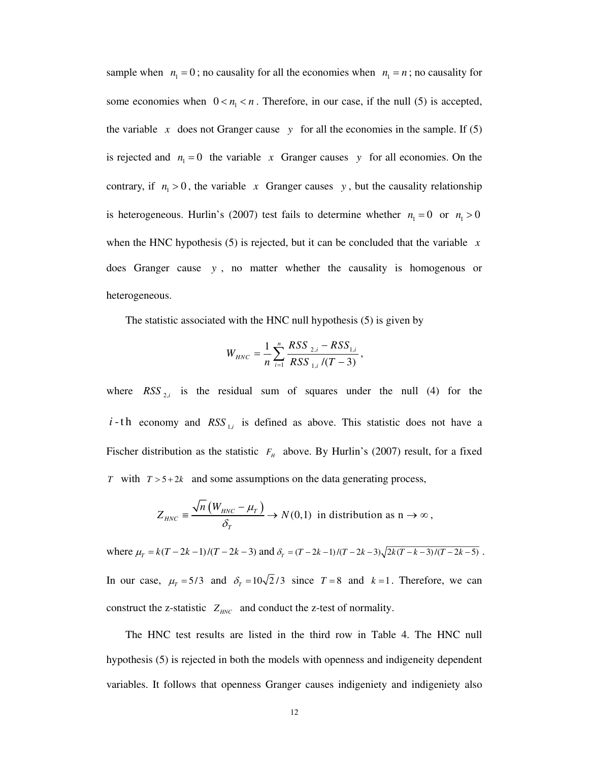sample when $n_1 = 0$; no causality for all the economies when $n_1 = n$; no causality for some economies when $0 < n_1 < n$. Therefore, in our case, if the null (5) is accepted, the variable $x$ does not Granger cause $y$ for all the economies in the sample. If (5) is rejected and $n_1 = 0$ the variable $x$ Granger causes $y$ for all economies. On the contrary, if $n_1 > 0$, the variable $x$ Granger causes $y$, but the causality relationship is heterogeneous. Hurlin's (2007) test fails to determine whether $n_1 = 0$ or $n_1 > 0$ when the HNC hypothesis (5) is rejected, but it can be concluded that the variable $x$ does Granger cause $y$, no matter whether the causality is homogenous or heterogeneous.

The statistic associated with the HNC null hypothesis (5) is given by

$$W_{HNC} = \frac{1}{n} \sum_{i=1}^{n} \frac{RSS_{2,i} - RSS_{1,i}}{RSS_{1,i} / (T-3)},$$

where $RSS_{2,i}$ is the residual sum of squares under the null (4) for the $i$-th economy and $RSS_{1,i}$ is defined as above. This statistic does not have a Fischer distribution as the statistic $F_H$ above. By Hurlin's (2007) result, for a fixed $T$ with $T > 5 + 2k$ and some assumptions on the data generating process,

$$Z_{HNC} \equiv \frac{\sqrt{n}\left(W_{HNC} - \mu_T\right)}{\delta_T} \to N(0,1) \text{ in distribution as } n \to \infty,$$

where $\mu_T = k(T-2k-1)/(T-2k-3)$ and $\delta_T = (T-2k-1)/(T-2k-3)\sqrt{2k(T-k-3)/(T-2k-5)}$. In our case, $\mu_T = 5/3$ and $\delta_T = 10\sqrt{2}/3$ since $T = 8$ and $k = 1$. Therefore, we can construct the z-statistic $Z_{HNC}$ and conduct the z-test of normality.

The HNC test results are listed in the third row in Table 4. The HNC null hypothesis (5) is rejected in both the models with openness and indigeneity dependent variables. It follows that openness Granger causes indigeniety and indigeniety also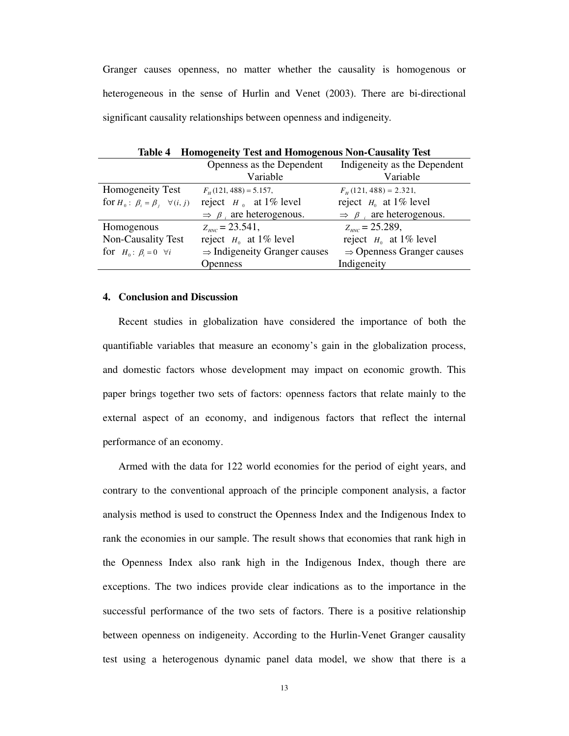Granger causes openness, no matter whether the causality is homogenous or heterogeneous in the sense of Hurlin and Venet (2003). There are bi-directional significant causality relationships between openness and indigeneity.

**Table 4 Homogeneity Test and Homogenous Non-Causality Test**

| | Openness as the Dependent Variable | Indigeneity as the Dependent Variable |
|---|---|---|
| Homogeneity Test for $H_0: \beta_i = \beta_j \quad \forall (i, j)$ | $F_H(121, 488) = 5.157$, reject $H_0$ at 1% level $\Rightarrow \beta_i$ are heterogenous. | $F_H(121, 488) = 2.321$, reject $H_0$ at 1% level $\Rightarrow \beta_i$ are heterogenous. |
| Homogenous Non-Causality Test for $H_0: \beta_i = 0 \quad \forall i$ | $Z_{HNC} = 23.541$, reject $H_0$ at 1% level $\Rightarrow$ Indigeneity Granger causes Openness | $Z_{HNC} = 25.289$, reject $H_0$ at 1% level $\Rightarrow$ Openness Granger causes Indigeneity |

## 4. Conclusion and Discussion

Recent studies in globalization have considered the importance of both the quantifiable variables that measure an economy's gain in the globalization process, and domestic factors whose development may impact on economic growth. This paper brings together two sets of factors: openness factors that relate mainly to the external aspect of an economy, and indigenous factors that reflect the internal performance of an economy.

Armed with the data for 122 world economies for the period of eight years, and contrary to the conventional approach of the principle component analysis, a factor analysis method is used to construct the Openness Index and the Indigenous Index to rank the economies in our sample. The result shows that economies that rank high in the Openness Index also rank high in the Indigenous Index, though there are exceptions. The two indices provide clear indications as to the importance in the successful performance of the two sets of factors. There is a positive relationship between openness on indigeneity. According to the Hurlin-Venet Granger causality test using a heterogenous dynamic panel data model, we show that there is a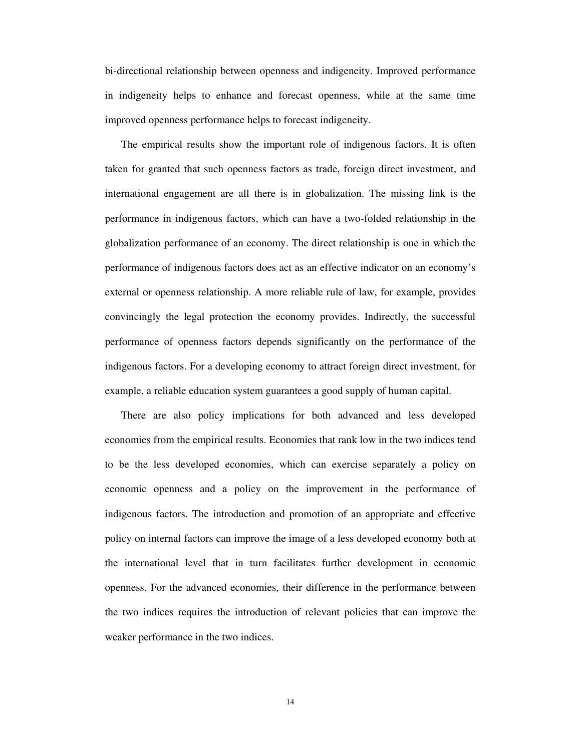bi-directional relationship between openness and indigeneity. Improved performance in indigeneity helps to enhance and forecast openness, while at the same time improved openness performance helps to forecast indigeneity.

The empirical results show the important role of indigenous factors. It is often taken for granted that such openness factors as trade, foreign direct investment, and international engagement are all there is in globalization. The missing link is the performance in indigenous factors, which can have a two-folded relationship in the globalization performance of an economy. The direct relationship is one in which the performance of indigenous factors does act as an effective indicator on an economy's external or openness relationship. A more reliable rule of law, for example, provides convincingly the legal protection the economy provides. Indirectly, the successful performance of openness factors depends significantly on the performance of the indigenous factors. For a developing economy to attract foreign direct investment, for example, a reliable education system guarantees a good supply of human capital.

There are also policy implications for both advanced and less developed economies from the empirical results. Economies that rank low in the two indices tend to be the less developed economies, which can exercise separately a policy on economic openness and a policy on the improvement in the performance of indigenous factors. The introduction and promotion of an appropriate and effective policy on internal factors can improve the image of a less developed economy both at the international level that in turn facilitates further development in economic openness. For the advanced economies, their difference in the performance between the two indices requires the introduction of relevant policies that can improve the weaker performance in the two indices.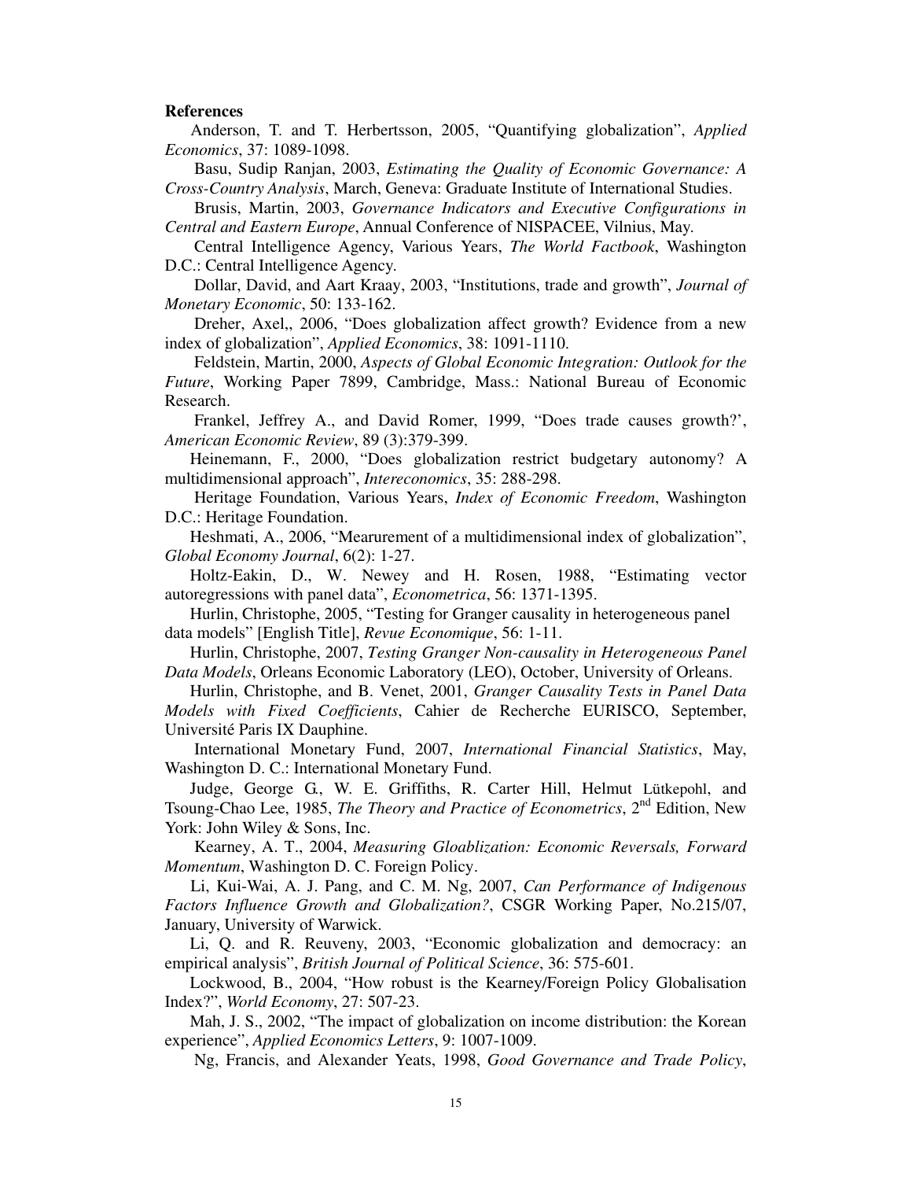**References**

Anderson, T. and T. Herbertsson, 2005, "Quantifying globalization", *Applied Economics*, 37: 1089-1098.

Basu, Sudip Ranjan, 2003, *Estimating the Quality of Economic Governance: A Cross-Country Analysis*, March, Geneva: Graduate Institute of International Studies.

Brusis, Martin, 2003, *Governance Indicators and Executive Configurations in Central and Eastern Europe*, Annual Conference of NISPACEE, Vilnius, May.

Central Intelligence Agency, Various Years, *The World Factbook*, Washington D.C.: Central Intelligence Agency.

Dollar, David, and Aart Kraay, 2003, "Institutions, trade and growth", *Journal of Monetary Economic*, 50: 133-162.

Dreher, Axel,, 2006, "Does globalization affect growth? Evidence from a new index of globalization", *Applied Economics*, 38: 1091-1110.

Feldstein, Martin, 2000, *Aspects of Global Economic Integration: Outlook for the Future*, Working Paper 7899, Cambridge, Mass.: National Bureau of Economic Research.

Frankel, Jeffrey A., and David Romer, 1999, "Does trade causes growth?', *American Economic Review*, 89 (3):379-399.

Heinemann, F., 2000, "Does globalization restrict budgetary autonomy? A multidimensional approach", *Intereconomics*, 35: 288-298.

Heritage Foundation, Various Years, *Index of Economic Freedom*, Washington D.C.: Heritage Foundation.

Heshmati, A., 2006, "Mearurement of a multidimensional index of globalization", *Global Economy Journal*, 6(2): 1-27.

Holtz-Eakin, D., W. Newey and H. Rosen, 1988, "Estimating vector autoregressions with panel data", *Econometrica*, 56: 1371-1395.

Hurlin, Christophe, 2005, "Testing for Granger causality in heterogeneous panel data models" [English Title], *Revue Economique*, 56: 1-11.

Hurlin, Christophe, 2007, *Testing Granger Non-causality in Heterogeneous Panel Data Models*, Orleans Economic Laboratory (LEO), October, University of Orleans.

Hurlin, Christophe, and B. Venet, 2001, *Granger Causality Tests in Panel Data Models with Fixed Coefficients*, Cahier de Recherche EURISCO, September, Université Paris IX Dauphine.

International Monetary Fund, 2007, *International Financial Statistics*, May, Washington D. C.: International Monetary Fund.

Judge, George G., W. E. Griffiths, R. Carter Hill, Helmut Lütkepohl, and Tsoung-Chao Lee, 1985, *The Theory and Practice of Econometrics*, 2nd Edition, New York: John Wiley & Sons, Inc.

Kearney, A. T., 2004, *Measuring Gloablization: Economic Reversals, Forward Momentum*, Washington D. C. Foreign Policy.

Li, Kui-Wai, A. J. Pang, and C. M. Ng, 2007, *Can Performance of Indigenous Factors Influence Growth and Globalization?*, CSGR Working Paper, No.215/07, January, University of Warwick.

Li, Q. and R. Reuveny, 2003, "Economic globalization and democracy: an empirical analysis", *British Journal of Political Science*, 36: 575-601.

Lockwood, B., 2004, "How robust is the Kearney/Foreign Policy Globalisation Index?", *World Economy*, 27: 507-23.

Mah, J. S., 2002, "The impact of globalization on income distribution: the Korean experience", *Applied Economics Letters*, 9: 1007-1009.

Ng, Francis, and Alexander Yeats, 1998, *Good Governance and Trade Policy*,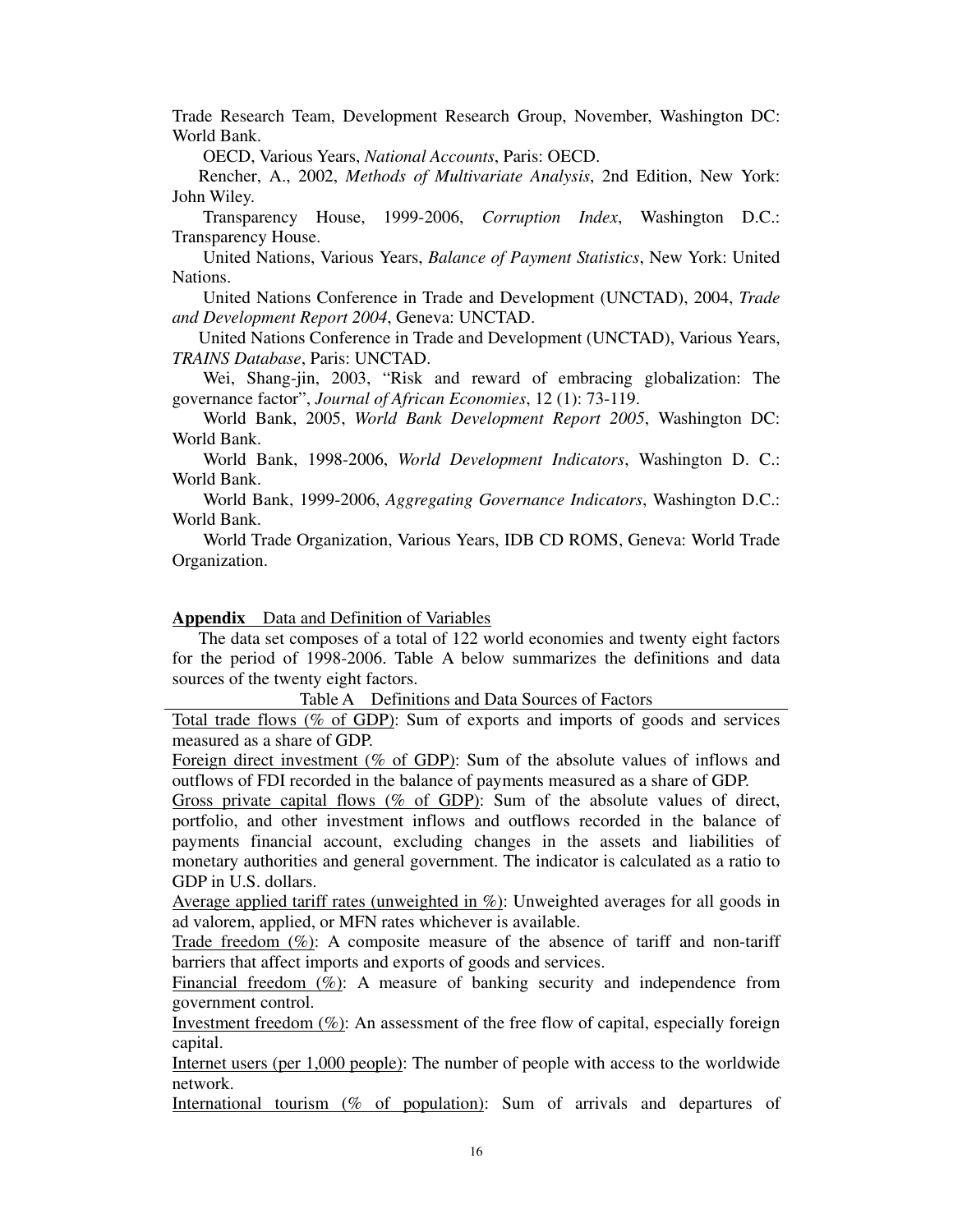Trade Research Team, Development Research Group, November, Washington DC: World Bank.

OECD, Various Years, *National Accounts*, Paris: OECD.

Rencher, A., 2002, *Methods of Multivariate Analysis*, 2nd Edition, New York: John Wiley.

Transparency House, 1999-2006, *Corruption Index*, Washington D.C.: Transparency House.

United Nations, Various Years, *Balance of Payment Statistics*, New York: United Nations.

United Nations Conference in Trade and Development (UNCTAD), 2004, *Trade and Development Report 2004*, Geneva: UNCTAD.

United Nations Conference in Trade and Development (UNCTAD), Various Years, *TRAINS Database*, Paris: UNCTAD.

Wei, Shang-jin, 2003, "Risk and reward of embracing globalization: The governance factor", *Journal of African Economies*, 12 (1): 73-119.

World Bank, 2005, *World Bank Development Report 2005*, Washington DC: World Bank.

World Bank, 1998-2006, *World Development Indicators*, Washington D. C.: World Bank.

World Bank, 1999-2006, *Aggregating Governance Indicators*, Washington D.C.: World Bank.

World Trade Organization, Various Years, IDB CD ROMS, Geneva: World Trade Organization.

## **Appendix** Data and Definition of Variables

The data set composes of a total of 122 world economies and twenty eight factors for the period of 1998-2006. Table A below summarizes the definitions and data sources of the twenty eight factors.

Table A Definitions and Data Sources of Factors

Total trade flows (% of GDP): Sum of exports and imports of goods and services measured as a share of GDP.

Foreign direct investment (% of GDP): Sum of the absolute values of inflows and outflows of FDI recorded in the balance of payments measured as a share of GDP.

Gross private capital flows (% of GDP): Sum of the absolute values of direct, portfolio, and other investment inflows and outflows recorded in the balance of payments financial account, excluding changes in the assets and liabilities of monetary authorities and general government. The indicator is calculated as a ratio to GDP in U.S. dollars.

Average applied tariff rates (unweighted in %): Unweighted averages for all goods in ad valorem, applied, or MFN rates whichever is available.

Trade freedom (%): A composite measure of the absence of tariff and non-tariff barriers that affect imports and exports of goods and services.

Financial freedom (%): A measure of banking security and independence from government control.

Investment freedom (%): An assessment of the free flow of capital, especially foreign capital.

Internet users (per 1,000 people): The number of people with access to the worldwide network.

International tourism (% of population): Sum of arrivals and departures of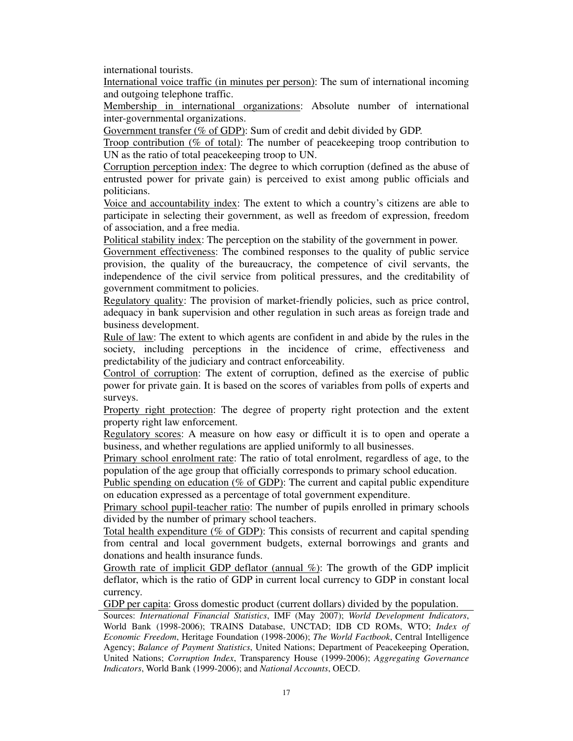international tourists.

International voice traffic (in minutes per person): The sum of international incoming and outgoing telephone traffic.

Membership in international organizations: Absolute number of international inter-governmental organizations.

Government transfer (% of GDP): Sum of credit and debit divided by GDP.

Troop contribution (% of total): The number of peacekeeping troop contribution to UN as the ratio of total peacekeeping troop to UN.

Corruption perception index: The degree to which corruption (defined as the abuse of entrusted power for private gain) is perceived to exist among public officials and politicians.

Voice and accountability index: The extent to which a country's citizens are able to participate in selecting their government, as well as freedom of expression, freedom of association, and a free media.

Political stability index: The perception on the stability of the government in power.

Government effectiveness: The combined responses to the quality of public service provision, the quality of the bureaucracy, the competence of civil servants, the independence of the civil service from political pressures, and the creditability of government commitment to policies.

Regulatory quality: The provision of market-friendly policies, such as price control, adequacy in bank supervision and other regulation in such areas as foreign trade and business development.

Rule of law: The extent to which agents are confident in and abide by the rules in the society, including perceptions in the incidence of crime, effectiveness and predictability of the judiciary and contract enforceability.

Control of corruption: The extent of corruption, defined as the exercise of public power for private gain. It is based on the scores of variables from polls of experts and surveys.

Property right protection: The degree of property right protection and the extent property right law enforcement.

Regulatory scores: A measure on how easy or difficult it is to open and operate a business, and whether regulations are applied uniformly to all businesses.

Primary school enrolment rate: The ratio of total enrolment, regardless of age, to the population of the age group that officially corresponds to primary school education.

Public spending on education (% of GDP): The current and capital public expenditure on education expressed as a percentage of total government expenditure.

Primary school pupil-teacher ratio: The number of pupils enrolled in primary schools divided by the number of primary school teachers.

Total health expenditure (% of GDP): This consists of recurrent and capital spending from central and local government budgets, external borrowings and grants and donations and health insurance funds.

Growth rate of implicit GDP deflator (annual %): The growth of the GDP implicit deflator, which is the ratio of GDP in current local currency to GDP in constant local currency.

GDP per capita: Gross domestic product (current dollars) divided by the population.

Sources: *International Financial Statistics*, IMF (May 2007); *World Development Indicators*, World Bank (1998-2006); TRAINS Database, UNCTAD; IDB CD ROMs, WTO; *Index of Economic Freedom*, Heritage Foundation (1998-2006); *The World Factbook*, Central Intelligence Agency; *Balance of Payment Statistics*, United Nations; Department of Peacekeeping Operation, United Nations; *Corruption Index*, Transparency House (1999-2006); *Aggregating Governance Indicators*, World Bank (1999-2006); and *National Accounts*, OECD.